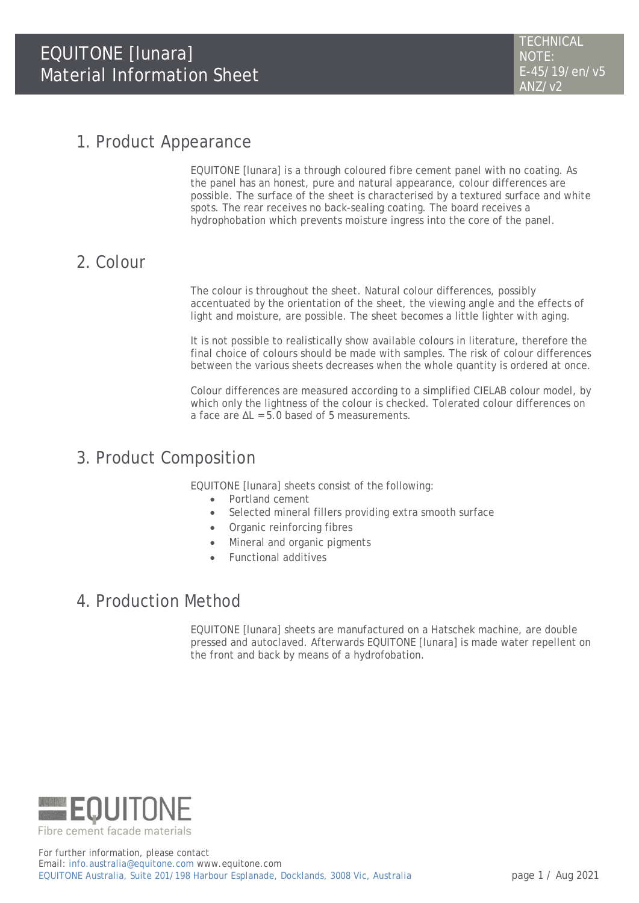# EQUITONE [lunara] Material Information Sheet

TECHNICAL NOTE: E-45/19/en/v5 ANZ/v2

## 1. Product Appearance

EQUITONE [lunara] is a through coloured fibre cement panel with no coating. As the panel has an honest, pure and natural appearance, colour differences are possible. The surface of the sheet is characterised by a textured surface and white spots. The rear receives no back-sealing coating. The board receives a hydrophobation which prevents moisture ingress into the core of the panel.

## 2. Colour

The colour is throughout the sheet. Natural colour differences, possibly accentuated by the orientation of the sheet, the viewing angle and the effects of light and moisture, are possible. The sheet becomes a little lighter with aging.

It is not possible to realistically show available colours in literature, therefore the final choice of colours should be made with samples. The risk of colour differences between the various sheets decreases when the whole quantity is ordered at once.

Colour differences are measured according to a simplified CIELAB colour model, by which only the lightness of the colour is checked. Tolerated colour differences on a face are $\Delta L = 5.0$ based of 5 measurements.

## 3. Product Composition

EQUITONE [lunara] sheets consist of the following:

- Portland cement
- Selected mineral fillers providing extra smooth surface
- Organic reinforcing fibres
- Mineral and organic pigments
- Functional additives

## 4. Production Method

EQUITONE [lunara] sheets are manufactured on a Hatschek machine, are double pressed and autoclaved. Afterwards EQUITONE [lunara] is made water repellent on the front and back by means of a hydrofobation.

EQUITONE
Fibre cement facade materials

For further information, please contact
Email: info.australia@equitone.com www.equitone.com
EQUITONE Australia, Suite 201/198 Harbour Esplanade, Docklands, 3008 Vic, Australia

Aug 2021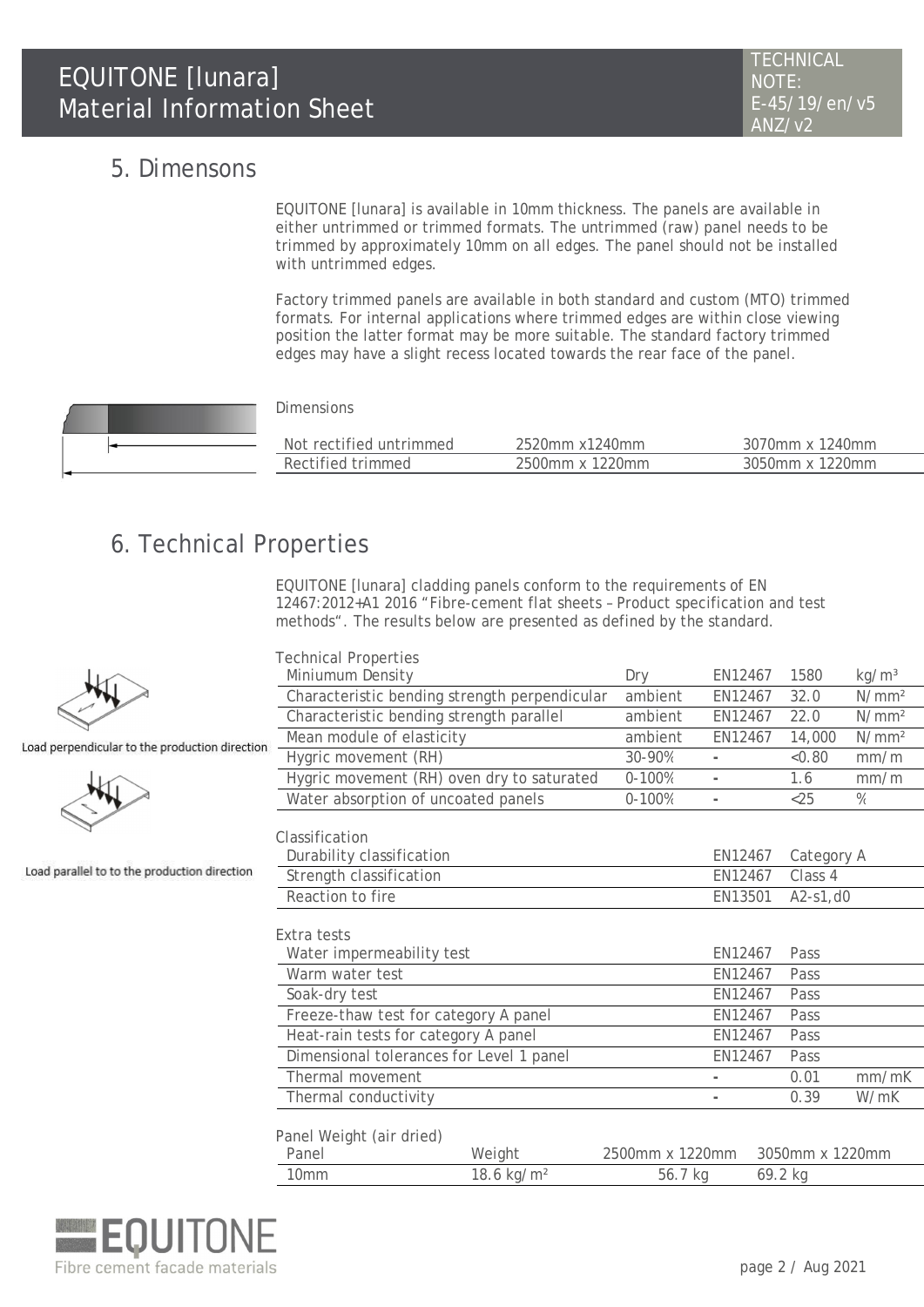## 5. Dimensons

EQUITONE [lunara] is available in 10mm thickness. The panels are available in either untrimmed or trimmed formats. The untrimmed (raw) panel needs to be trimmed by approximately 10mm on all edges. The panel should not be installed with untrimmed edges.

Factory trimmed panels are available in both standard and custom (MTO) trimmed formats. For internal applications where trimmed edges are within close viewing position the latter format may be more suitable. The standard factory trimmed edges may have a slight recess located towards the rear face of the panel.

Dimensions

| | | |
|---|---|---|
| Not rectified untrimmed | 2520mm x1240mm | 3070mm x 1240mm |
| Rectified trimmed | 2500mm x 1220mm | 3050mm x 1220mm |

## 6. Technical Properties

EQUITONE [lunara] cladding panels conform to the requirements of EN 12467:2012+A1 2016 "Fibre-cement flat sheets – Product specification and test methods". The results below are presented as defined by the standard.

Load perpendicular to the production direction

Load parallel to to the production direction

Technical Properties

| | | | | |
|---|---|---|---|---|
| Miniumum Density | Dry | EN12467 | 1580 | kg/m³ |
| Characteristic bending strength perpendicular | ambient | EN12467 | 32.0 | N/mm² |
| Characteristic bending strength parallel | ambient | EN12467 | 22.0 | N/mm² |
| Mean module of elasticity | ambient | EN12467 | 14,000 | N/mm² |
| Hygric movement (RH) | 30-90% | - | <0.80 | mm/m |
| Hygric movement (RH) oven dry to saturated | 0-100% | - | 1.6 | mm/m |
| Water absorption of uncoated panels | 0-100% | - | <25 | % |

Classification

| | | |
|---|---|---|
| Durability classification | EN12467 | Category A |
| Strength classification | EN12467 | Class 4 |
| Reaction to fire | EN13501 | A2-s1,d0 |

Extra tests

| | | | |
|---|---|---|---|
| Water impermeability test | EN12467 | Pass | |
| Warm water test | EN12467 | Pass | |
| Soak-dry test | EN12467 | Pass | |
| Freeze-thaw test for category A panel | EN12467 | Pass | |
| Heat-rain tests for category A panel | EN12467 | Pass | |
| Dimensional tolerances for Level 1 panel | EN12467 | Pass | |
| Thermal movement | - | 0.01 | mm/mK |
| Thermal conductivity | - | 0.39 | W/mK |

Panel Weight (air dried)

| Panel | Weight | 2500mm x 1220mm | 3050mm x 1220mm |
|---|---|---|---|
| 10mm | 18.6 kg/m² | 56.7 kg | 69.2 kg |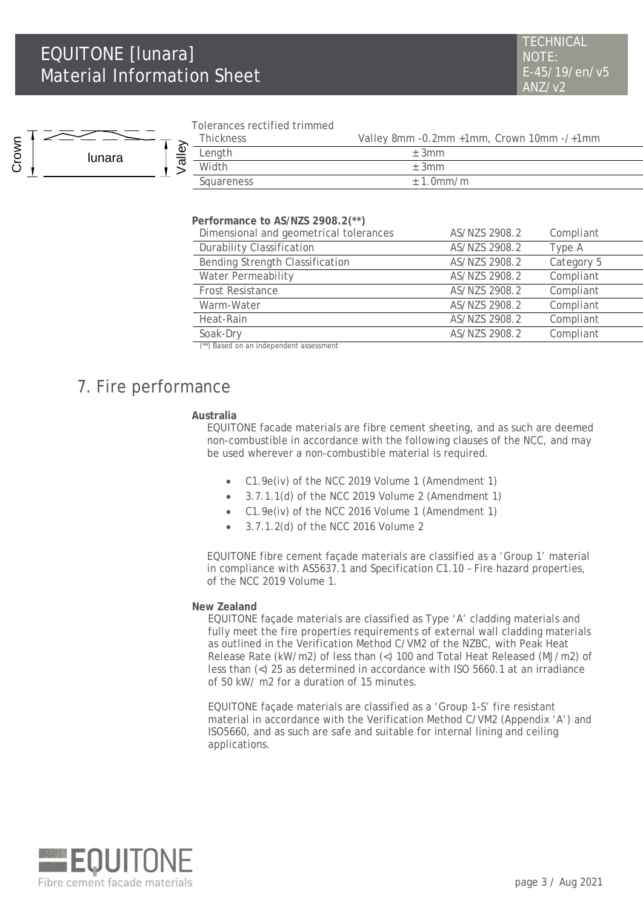Crown | lunara | Valley

Tolerances rectified trimmed

| | |
|---|---|
| Thickness | Valley 8mm -0.2mm +1mm, Crown 10mm -/+1mm |
| Length | ± 3mm |
| Width | ± 3mm |
| Squareness | ± 1.0mm/m |

**Performance to AS/NZS 2908.2(**)**

| | | |
|---|---|---|
| Dimensional and geometrical tolerances | AS/NZS 2908.2 | Compliant |
| Durability Classification | AS/NZS 2908.2 | Type A |
| Bending Strength Classification | AS/NZS 2908.2 | Category 5 |
| Water Permeability | AS/NZS 2908.2 | Compliant |
| Frost Resistance | AS/NZS 2908.2 | Compliant |
| Warm-Water | AS/NZS 2908.2 | Compliant |
| Heat-Rain | AS/NZS 2908.2 | Compliant |
| Soak-Dry | AS/NZS 2908.2 | Compliant |

(**) Based on an independent assessment

## 7. Fire performance

**Australia**

EQUITONE facade materials are fibre cement sheeting, and as such are deemed non-combustible in accordance with the following clauses of the NCC, and may be used wherever a non-combustible material is required.

- C1.9e(iv) of the NCC 2019 Volume 1 (Amendment 1)
- 3.7.1.1(d) of the NCC 2019 Volume 2 (Amendment 1)
- C1.9e(iv) of the NCC 2016 Volume 1 (Amendment 1)
- 3.7.1.2(d) of the NCC 2016 Volume 2

EQUITONE fibre cement façade materials are classified as a 'Group 1' material in compliance with AS5637.1 and Specification C1.10 – Fire hazard properties, of the NCC 2019 Volume 1.

**New Zealand**

EQUITONE façade materials are classified as Type 'A' cladding materials and fully meet the fire properties requirements of external wall cladding materials as outlined in the Verification Method C/VM2 of the NZBC, with Peak Heat Release Rate (kW/m2) of less than (<) 100 and Total Heat Released (MJ/m2) of less than (<) 25 as determined in accordance with ISO 5660.1 at an irradiance of 50 kW/ m2 for a duration of 15 minutes.

EQUITONE façade materials are classified as a 'Group 1-S' fire resistant material in accordance with the Verification Method C/VM2 (Appendix 'A') and ISO5660, and as such are safe and suitable for internal lining and ceiling applications.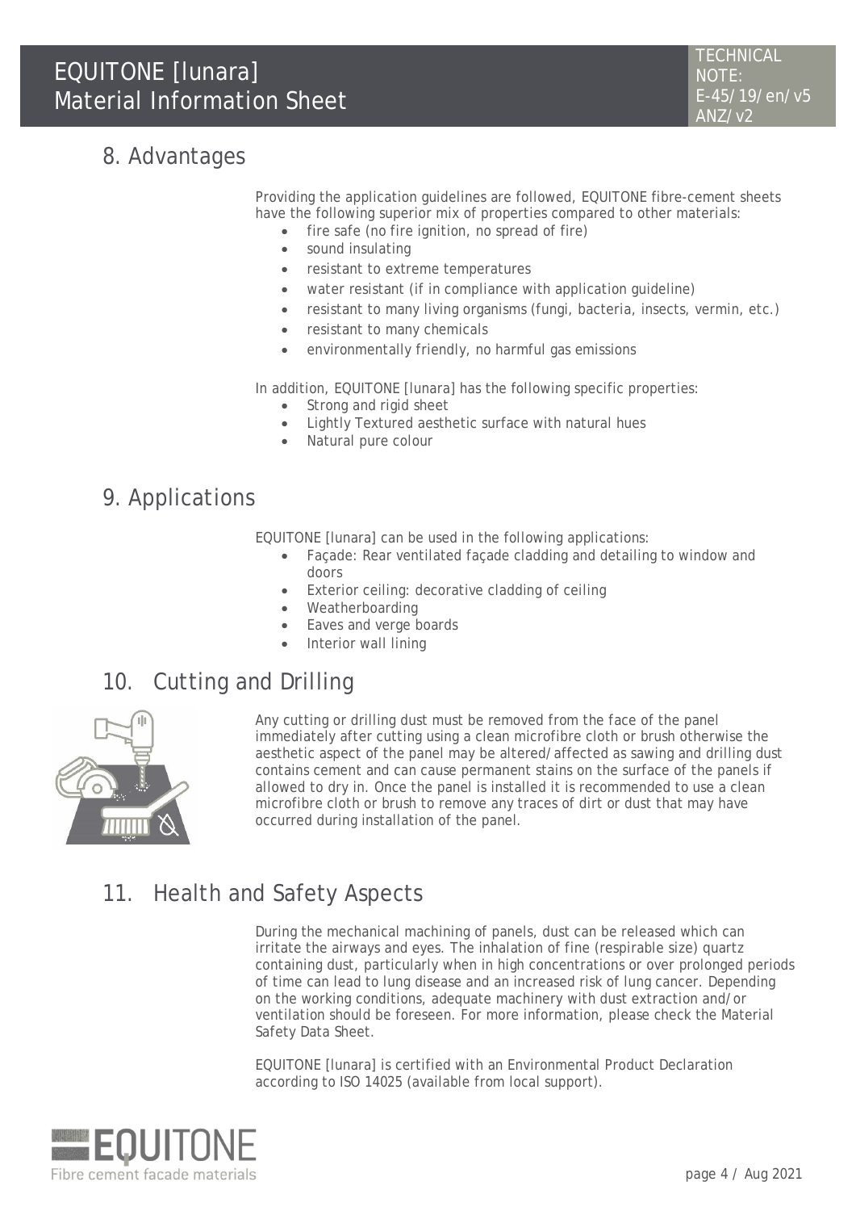## 8. Advantages

Providing the application guidelines are followed, EQUITONE fibre-cement sheets have the following superior mix of properties compared to other materials:

- fire safe (no fire ignition, no spread of fire)
- sound insulating
- resistant to extreme temperatures
- water resistant (if in compliance with application guideline)
- resistant to many living organisms (fungi, bacteria, insects, vermin, etc.)
- resistant to many chemicals
- environmentally friendly, no harmful gas emissions

In addition, EQUITONE [lunara] has the following specific properties:

- Strong and rigid sheet
- Lightly Textured aesthetic surface with natural hues
- Natural pure colour

## 9. Applications

EQUITONE [lunara] can be used in the following applications:

- Façade: Rear ventilated façade cladding and detailing to window and doors
- Exterior ceiling: decorative cladding of ceiling
- Weatherboarding
- Eaves and verge boards
- Interior wall lining

## 10. Cutting and Drilling

Any cutting or drilling dust must be removed from the face of the panel immediately after cutting using a clean microfibre cloth or brush otherwise the aesthetic aspect of the panel may be altered/affected as sawing and drilling dust contains cement and can cause permanent stains on the surface of the panels if allowed to dry in. Once the panel is installed it is recommended to use a clean microfibre cloth or brush to remove any traces of dirt or dust that may have occurred during installation of the panel.

## 11. Health and Safety Aspects

During the mechanical machining of panels, dust can be released which can irritate the airways and eyes. The inhalation of fine (respirable size) quartz containing dust, particularly when in high concentrations or over prolonged periods of time can lead to lung disease and an increased risk of lung cancer. Depending on the working conditions, adequate machinery with dust extraction and/or ventilation should be foreseen. For more information, please check the Material Safety Data Sheet.

EQUITONE [lunara] is certified with an Environmental Product Declaration according to ISO 14025 (available from local support).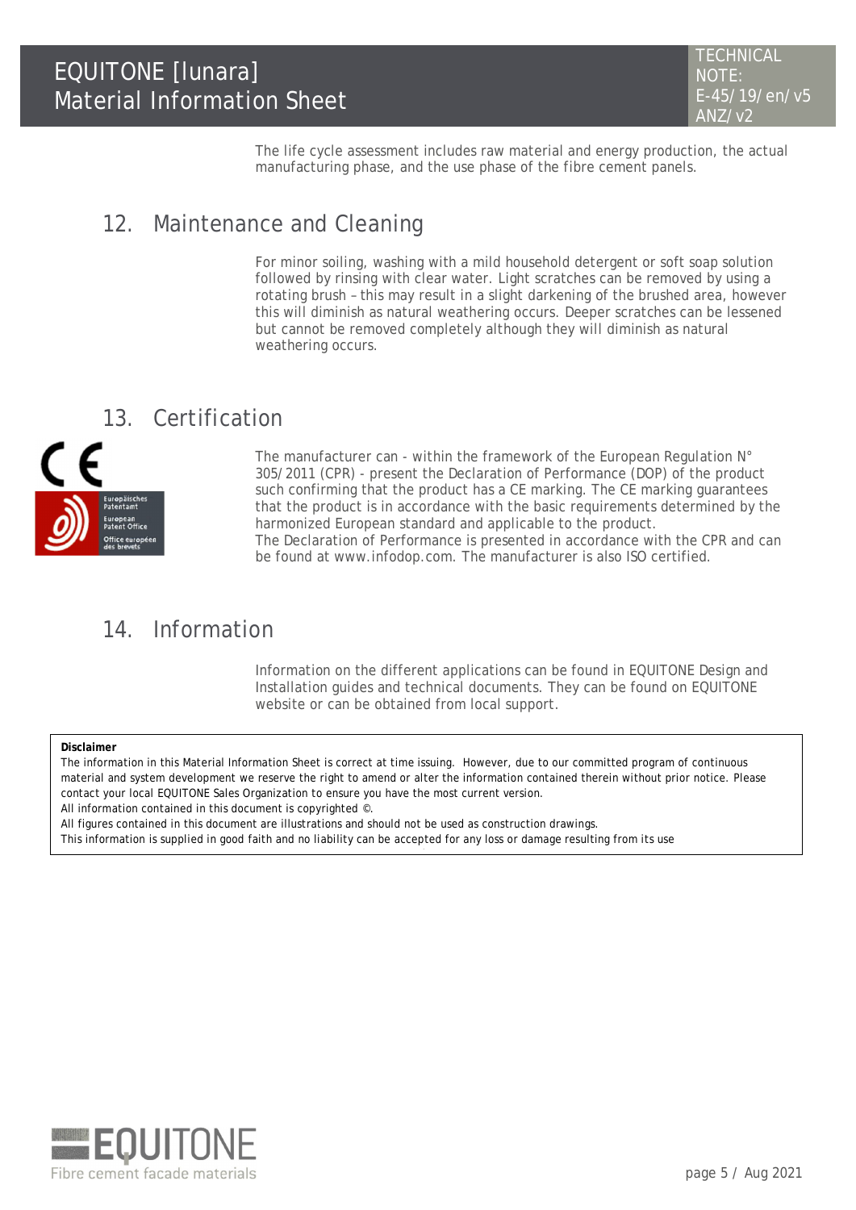The life cycle assessment includes raw material and energy production, the actual manufacturing phase, and the use phase of the fibre cement panels.

## 12. Maintenance and Cleaning

For minor soiling, washing with a mild household detergent or soft soap solution followed by rinsing with clear water. Light scratches can be removed by using a rotating brush – this may result in a slight darkening of the brushed area, however this will diminish as natural weathering occurs. Deeper scratches can be lessened but cannot be removed completely although they will diminish as natural weathering occurs.

## 13. Certification

The manufacturer can - within the framework of the European Regulation N° 305/2011 (CPR) - present the Declaration of Performance (DOP) of the product such confirming that the product has a CE marking. The CE marking guarantees that the product is in accordance with the basic requirements determined by the harmonized European standard and applicable to the product.
The Declaration of Performance is presented in accordance with the CPR and can be found at www.infodop.com. The manufacturer is also ISO certified.

## 14. Information

Information on the different applications can be found in EQUITONE Design and Installation guides and technical documents. They can be found on EQUITONE website or can be obtained from local support.

**Disclaimer**
The information in this Material Information Sheet is correct at time issuing. However, due to our committed program of continuous material and system development we reserve the right to amend or alter the information contained therein without prior notice. Please contact your local EQUITONE Sales Organization to ensure you have the most current version.
All information contained in this document is copyrighted ©.
All figures contained in this document are illustrations and should not be used as construction drawings.
This information is supplied in good faith and no liability can be accepted for any loss or damage resulting from its use